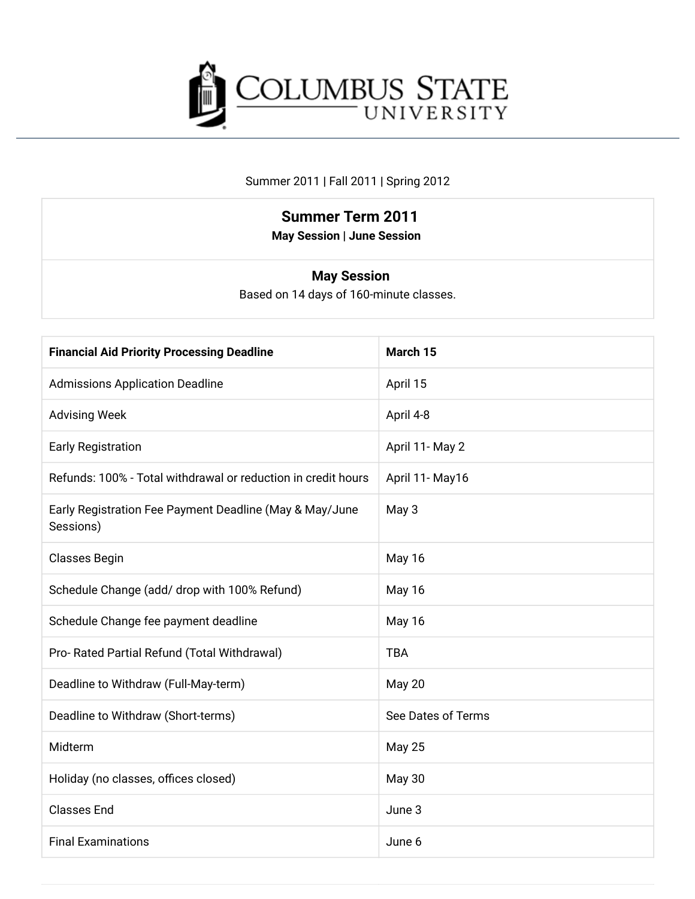# Columbus State University

Summer 2011 | Fall 2011 | Spring 2012

## Summer Term 2011

**May Session | June Session**

### May Session

Based on 14 days of 160-minute classes.

| **Financial Aid Priority Processing Deadline** | **March 15** |
|---|---|
| Admissions Application Deadline | April 15 |
| Advising Week | April 4-8 |
| Early Registration | April 11- May 2 |
| Refunds: 100% - Total withdrawal or reduction in credit hours | April 11- May16 |
| Early Registration Fee Payment Deadline (May & May/June Sessions) | May 3 |
| Classes Begin | May 16 |
| Schedule Change (add/ drop with 100% Refund) | May 16 |
| Schedule Change fee payment deadline | May 16 |
| Pro- Rated Partial Refund (Total Withdrawal) | TBA |
| Deadline to Withdraw (Full-May-term) | May 20 |
| Deadline to Withdraw (Short-terms) | See Dates of Terms |
| Midterm | May 25 |
| Holiday (no classes, offices closed) | May 30 |
| Classes End | June 3 |
| Final Examinations | June 6 |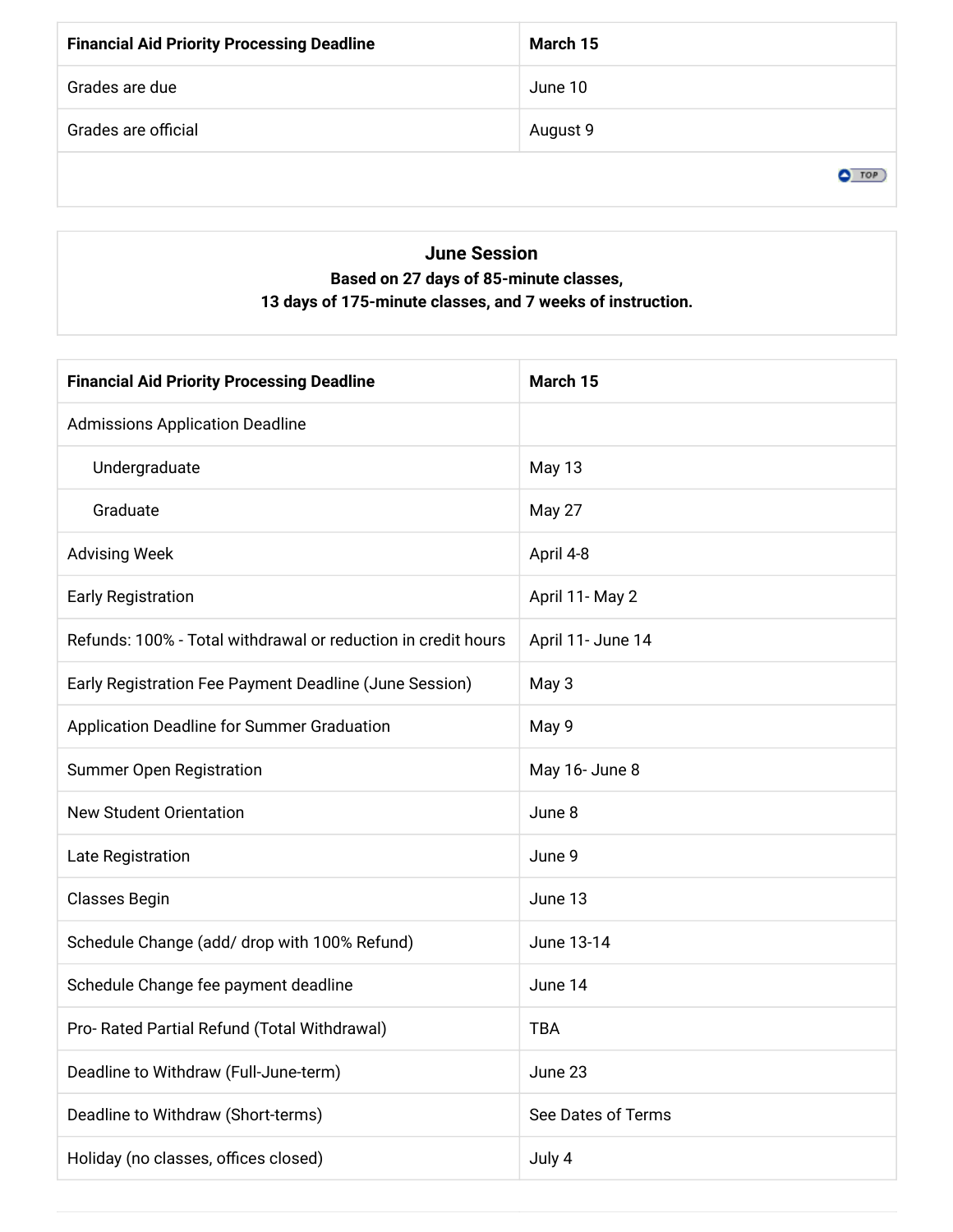| **Financial Aid Priority Processing Deadline** | **March 15** |
| --- | --- |
| Grades are due | June 10 |
| Grades are official | August 9 |

## June Session

**Based on 27 days of 85-minute classes, 13 days of 175-minute classes, and 7 weeks of instruction.**

| **Financial Aid Priority Processing Deadline** | **March 15** |
| --- | --- |
| Admissions Application Deadline | |
| Undergraduate | May 13 |
| Graduate | May 27 |
| Advising Week | April 4-8 |
| Early Registration | April 11- May 2 |
| Refunds: 100% - Total withdrawal or reduction in credit hours | April 11- June 14 |
| Early Registration Fee Payment Deadline (June Session) | May 3 |
| Application Deadline for Summer Graduation | May 9 |
| Summer Open Registration | May 16- June 8 |
| New Student Orientation | June 8 |
| Late Registration | June 9 |
| Classes Begin | June 13 |
| Schedule Change (add/ drop with 100% Refund) | June 13-14 |
| Schedule Change fee payment deadline | June 14 |
| Pro- Rated Partial Refund (Total Withdrawal) | TBA |
| Deadline to Withdraw (Full-June-term) | June 23 |
| Deadline to Withdraw (Short-terms) | See Dates of Terms |
| Holiday (no classes, offices closed) | July 4 |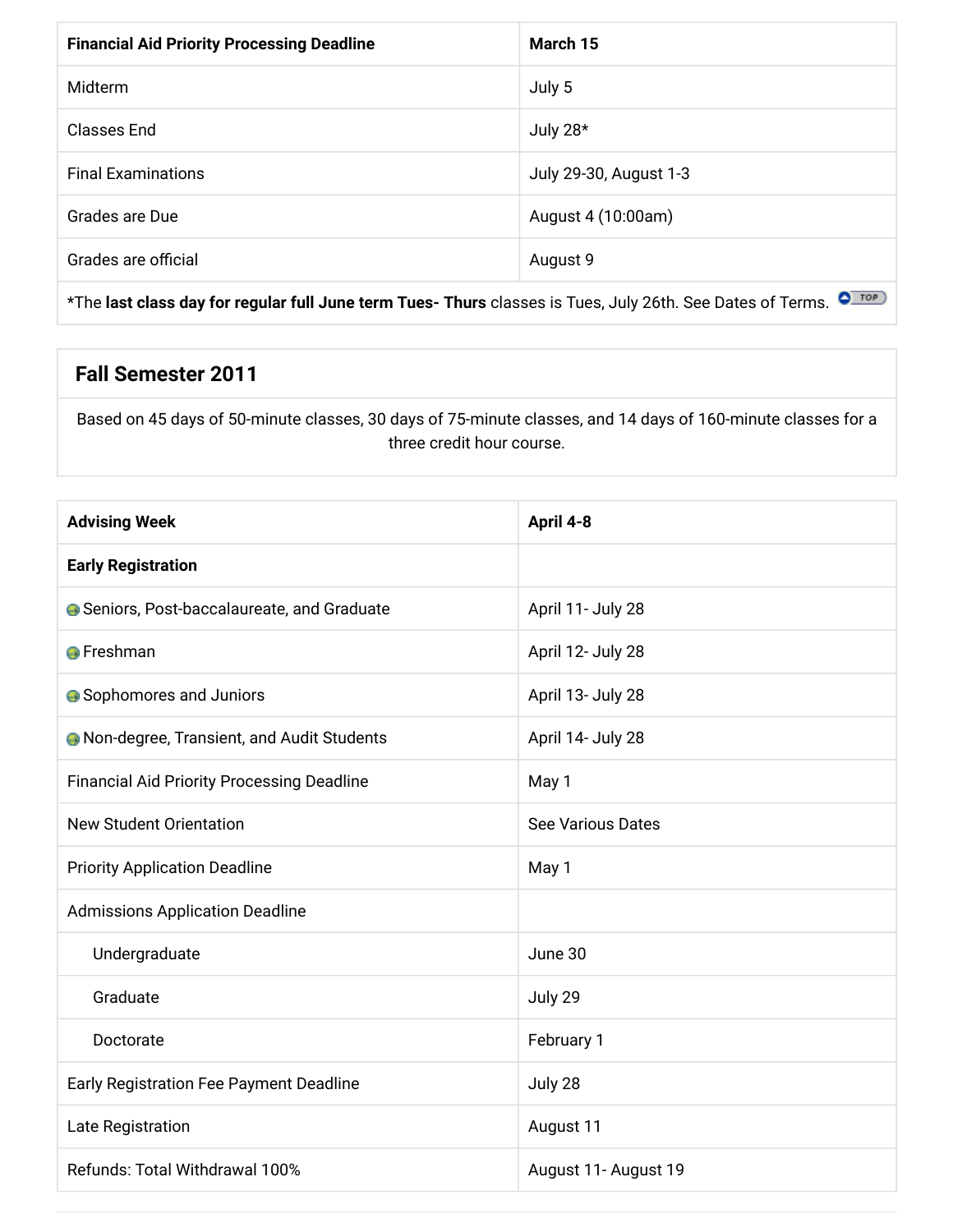| **Financial Aid Priority Processing Deadline** | **March 15** |
| --- | --- |
| Midterm | July 5 |
| Classes End | July 28* |
| Final Examinations | July 29-30, August 1-3 |
| Grades are Due | August 4 (10:00am) |
| Grades are official | August 9 |

*The **last class day for regular full June term Tues- Thurs** classes is Tues, July 26th. See Dates of Terms.

## Fall Semester 2011

Based on 45 days of 50-minute classes, 30 days of 75-minute classes, and 14 days of 160-minute classes for a three credit hour course.

| **Advising Week** | **April 4-8** |
| --- | --- |
| **Early Registration** | |
| Seniors, Post-baccalaureate, and Graduate | April 11- July 28 |
| Freshman | April 12- July 28 |
| Sophomores and Juniors | April 13- July 28 |
| Non-degree, Transient, and Audit Students | April 14- July 28 |
| Financial Aid Priority Processing Deadline | May 1 |
| New Student Orientation | See Various Dates |
| Priority Application Deadline | May 1 |
| Admissions Application Deadline | |
| Undergraduate | June 30 |
| Graduate | July 29 |
| Doctorate | February 1 |
| Early Registration Fee Payment Deadline | July 28 |
| Late Registration | August 11 |
| Refunds: Total Withdrawal 100% | August 11- August 19 |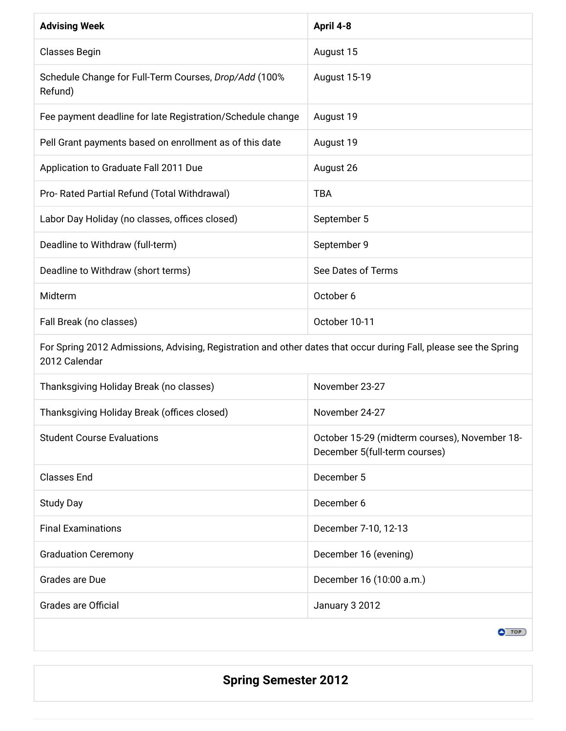| **Advising Week** | **April 4-8** |
| --- | --- |
| Classes Begin | August 15 |
| Schedule Change for Full-Term Courses, *Drop/Add* (100% Refund) | August 15-19 |
| Fee payment deadline for late Registration/Schedule change | August 19 |
| Pell Grant payments based on enrollment as of this date | August 19 |
| Application to Graduate Fall 2011 Due | August 26 |
| Pro- Rated Partial Refund (Total Withdrawal) | TBA |
| Labor Day Holiday (no classes, offices closed) | September 5 |
| Deadline to Withdraw (full-term) | September 9 |
| Deadline to Withdraw (short terms) | See Dates of Terms |
| Midterm | October 6 |
| Fall Break (no classes) | October 10-11 |
| For Spring 2012 Admissions, Advising, Registration and other dates that occur during Fall, please see the Spring 2012 Calendar | |
| Thanksgiving Holiday Break (no classes) | November 23-27 |
| Thanksgiving Holiday Break (offices closed) | November 24-27 |
| Student Course Evaluations | October 15-29 (midterm courses), November 18-December 5(full-term courses) |
| Classes End | December 5 |
| Study Day | December 6 |
| Final Examinations | December 7-10, 12-13 |
| Graduation Ceremony | December 16 (evening) |
| Grades are Due | December 16 (10:00 a.m.) |
| Grades are Official | January 3 2012 |

## Spring Semester 2012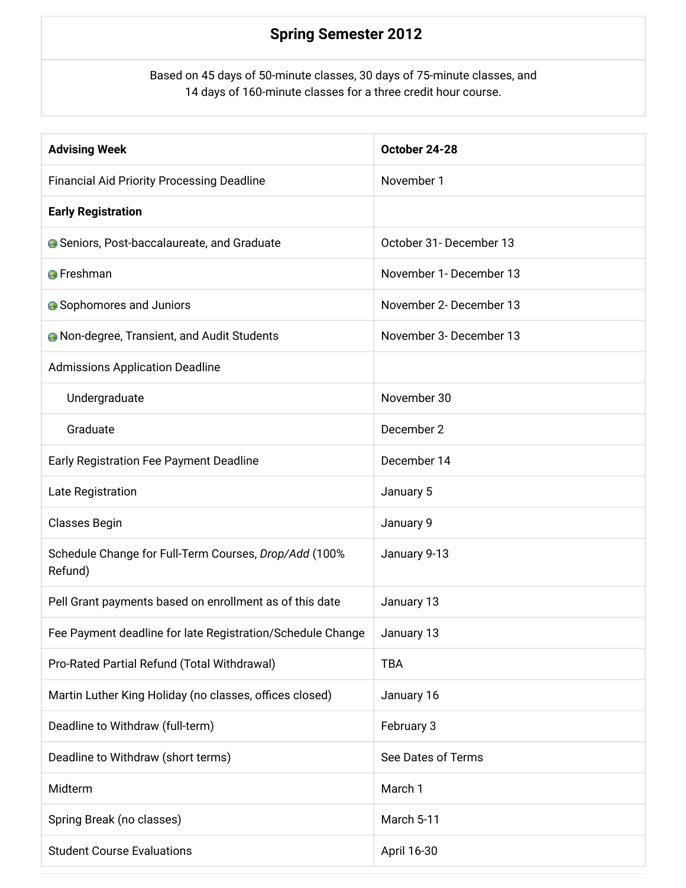## Spring Semester 2012

Based on 45 days of 50-minute classes, 30 days of 75-minute classes, and 14 days of 160-minute classes for a three credit hour course.

| **Advising Week** | **October 24-28** |
| --- | --- |
| Financial Aid Priority Processing Deadline | November 1 |
| **Early Registration** | |
| Seniors, Post-baccalaureate, and Graduate | October 31- December 13 |
| Freshman | November 1- December 13 |
| Sophomores and Juniors | November 2- December 13 |
| Non-degree, Transient, and Audit Students | November 3- December 13 |
| Admissions Application Deadline | |
| Undergraduate | November 30 |
| Graduate | December 2 |
| Early Registration Fee Payment Deadline | December 14 |
| Late Registration | January 5 |
| Classes Begin | January 9 |
| Schedule Change for Full-Term Courses, *Drop/Add* (100% Refund) | January 9-13 |
| Pell Grant payments based on enrollment as of this date | January 13 |
| Fee Payment deadline for late Registration/Schedule Change | January 13 |
| Pro-Rated Partial Refund (Total Withdrawal) | TBA |
| Martin Luther King Holiday (no classes, offices closed) | January 16 |
| Deadline to Withdraw (full-term) | February 3 |
| Deadline to Withdraw (short terms) | See Dates of Terms |
| Midterm | March 1 |
| Spring Break (no classes) | March 5-11 |
| Student Course Evaluations | April 16-30 |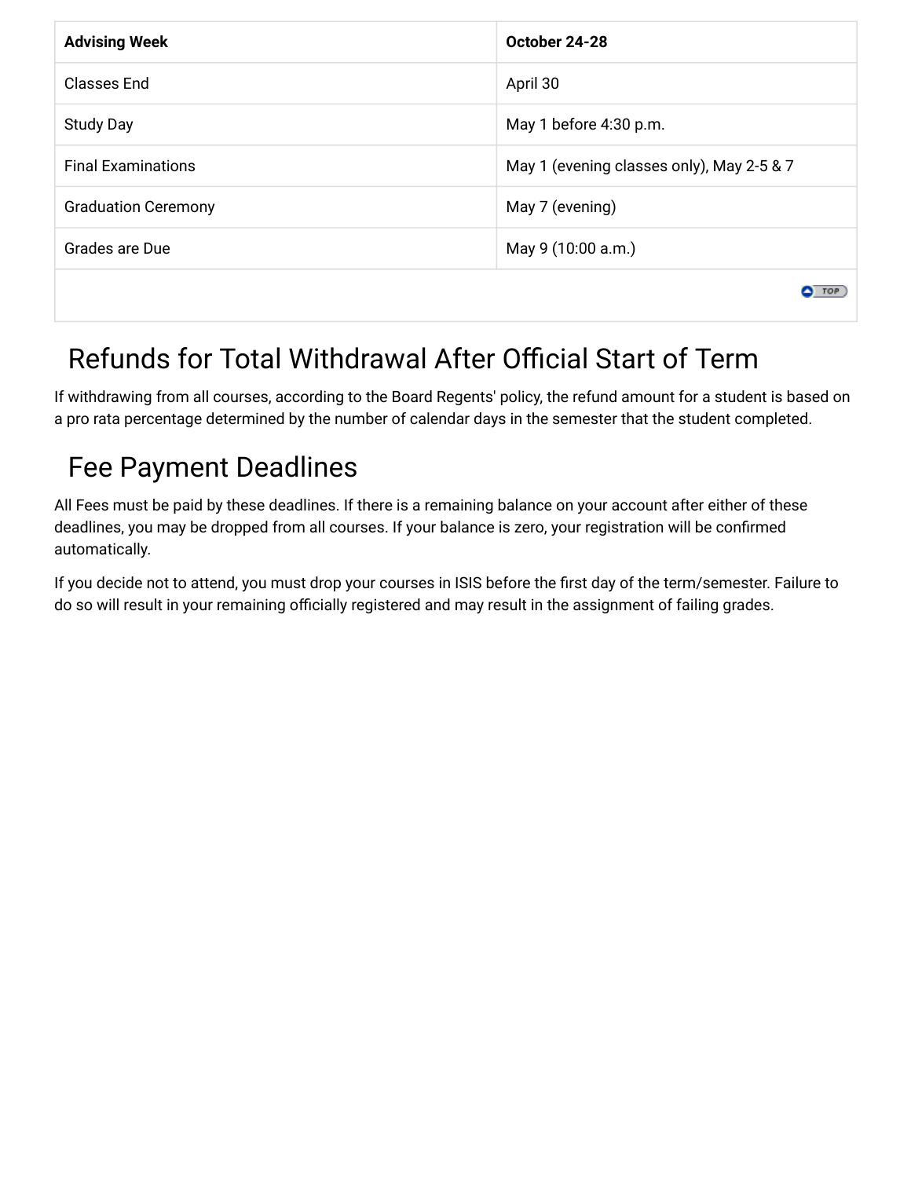| **Advising Week** | **October 24-28** |
| --- | --- |
| Classes End | April 30 |
| Study Day | May 1 before 4:30 p.m. |
| Final Examinations | May 1 (evening classes only), May 2-5 & 7 |
| Graduation Ceremony | May 7 (evening) |
| Grades are Due | May 9 (10:00 a.m.) |

## Refunds for Total Withdrawal After Official Start of Term

If withdrawing from all courses, according to the Board Regents' policy, the refund amount for a student is based on a pro rata percentage determined by the number of calendar days in the semester that the student completed.

## Fee Payment Deadlines

All Fees must be paid by these deadlines. If there is a remaining balance on your account after either of these deadlines, you may be dropped from all courses. If your balance is zero, your registration will be confirmed automatically.

If you decide not to attend, you must drop your courses in ISIS before the first day of the term/semester. Failure to do so will result in your remaining officially registered and may result in the assignment of failing grades.